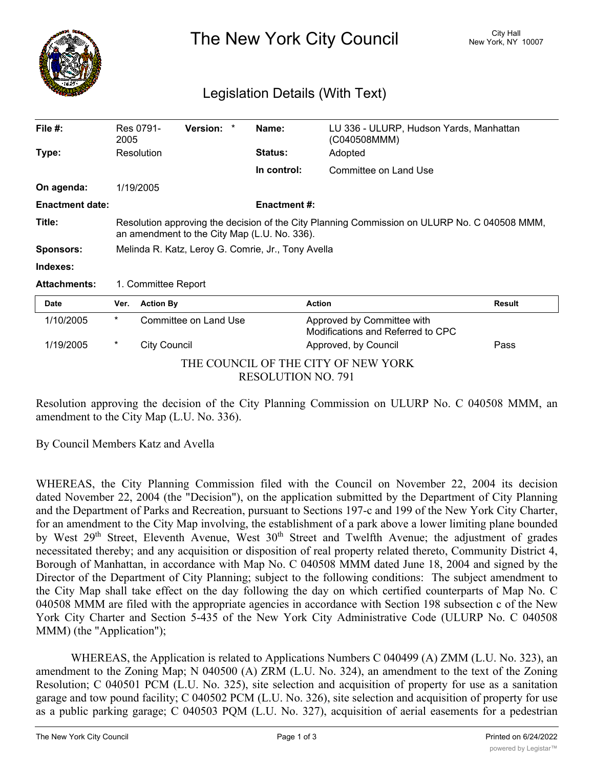# The New York City Council

City Hall
New York, NY 10007

## Legislation Details (With Text)

| | | | | | |
|---|---|---|---|---|---|
| **File #:** | Res 0791-2005 | **Version:** | * | **Name:** | LU 336 - ULURP, Hudson Yards, Manhattan (C040508MMM) |
| **Type:** | Resolution | | | **Status:** | Adopted |
| | | | | **In control:** | Committee on Land Use |
| **On agenda:** | 1/19/2005 | | | | |
| **Enactment date:** | | | | **Enactment #:** | |

**Title:** Resolution approving the decision of the City Planning Commission on ULURP No. C 040508 MMM, an amendment to the City Map (L.U. No. 336).

**Sponsors:** Melinda R. Katz, Leroy G. Comrie, Jr., Tony Avella

**Indexes:**

**Attachments:** 1. Committee Report

| Date | Ver. | Action By | Action | Result |
|---|---|---|---|---|
| 1/10/2005 | * | Committee on Land Use | Approved by Committee with Modifications and Referred to CPC | |
| 1/19/2005 | * | City Council | Approved, by Council | Pass |

THE COUNCIL OF THE CITY OF NEW YORK
RESOLUTION NO. 791

Resolution approving the decision of the City Planning Commission on ULURP No. C 040508 MMM, an amendment to the City Map (L.U. No. 336).

By Council Members Katz and Avella

WHEREAS, the City Planning Commission filed with the Council on November 22, 2004 its decision dated November 22, 2004 (the "Decision"), on the application submitted by the Department of City Planning and the Department of Parks and Recreation, pursuant to Sections 197-c and 199 of the New York City Charter, for an amendment to the City Map involving, the establishment of a park above a lower limiting plane bounded by West 29th Street, Eleventh Avenue, West 30th Street and Twelfth Avenue; the adjustment of grades necessitated thereby; and any acquisition or disposition of real property related thereto, Community District 4, Borough of Manhattan, in accordance with Map No. C 040508 MMM dated June 18, 2004 and signed by the Director of the Department of City Planning; subject to the following conditions: The subject amendment to the City Map shall take effect on the day following the day on which certified counterparts of Map No. C 040508 MMM are filed with the appropriate agencies in accordance with Section 198 subsection c of the New York City Charter and Section 5-435 of the New York City Administrative Code (ULURP No. C 040508 MMM) (the "Application");

WHEREAS, the Application is related to Applications Numbers C 040499 (A) ZMM (L.U. No. 323), an amendment to the Zoning Map; N 040500 (A) ZRM (L.U. No. 324), an amendment to the text of the Zoning Resolution; C 040501 PCM (L.U. No. 325), site selection and acquisition of property for use as a sanitation garage and tow pound facility; C 040502 PCM (L.U. No. 326), site selection and acquisition of property for use as a public parking garage; C 040503 PQM (L.U. No. 327), acquisition of aerial easements for a pedestrian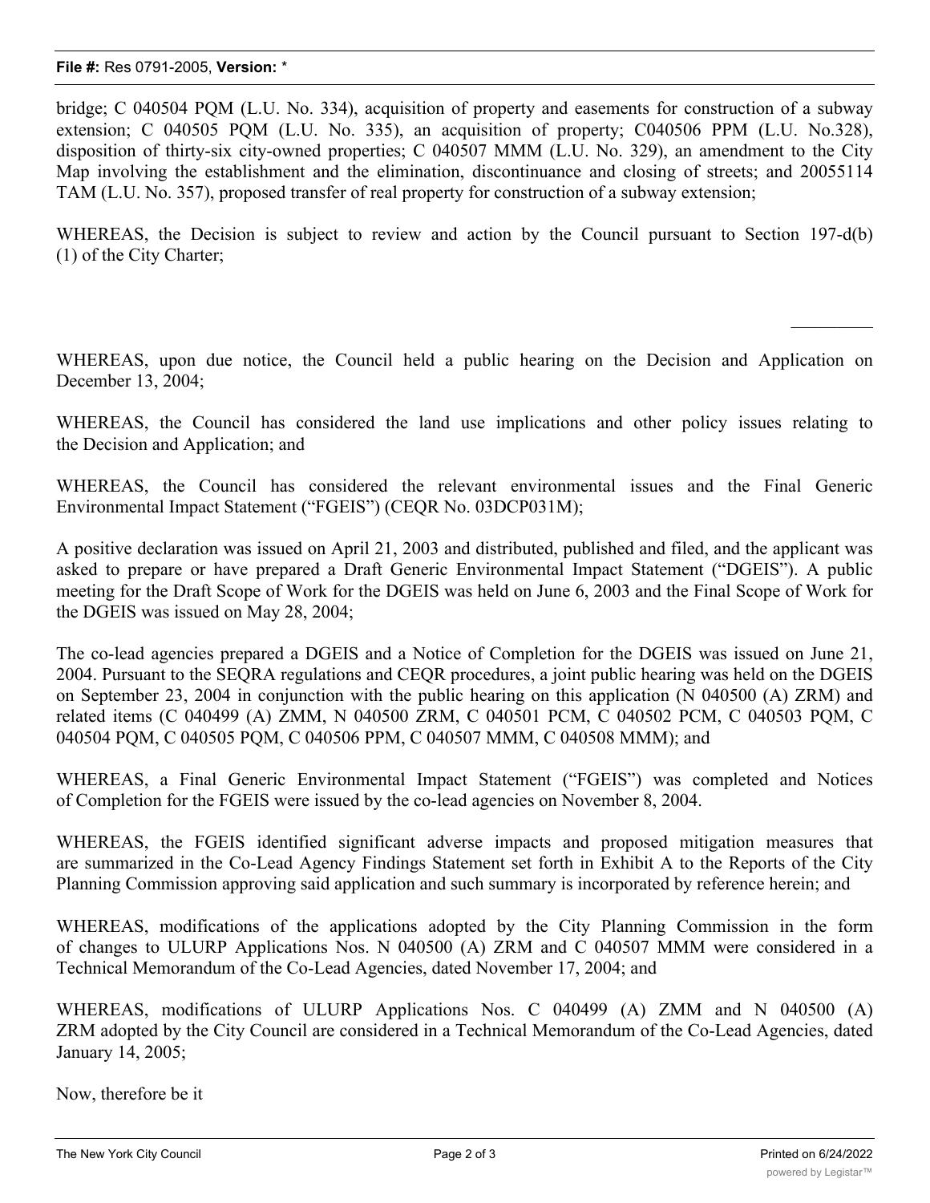bridge; C 040504 PQM (L.U. No. 334), acquisition of property and easements for construction of a subway extension; C 040505 PQM (L.U. No. 335), an acquisition of property; C040506 PPM (L.U. No.328), disposition of thirty-six city-owned properties; C 040507 MMM (L.U. No. 329), an amendment to the City Map involving the establishment and the elimination, discontinuance and closing of streets; and 20055114 TAM (L.U. No. 357), proposed transfer of real property for construction of a subway extension;

WHEREAS, the Decision is subject to review and action by the Council pursuant to Section 197-d(b)(1) of the City Charter;

WHEREAS, upon due notice, the Council held a public hearing on the Decision and Application on December 13, 2004;

WHEREAS, the Council has considered the land use implications and other policy issues relating to the Decision and Application; and

WHEREAS, the Council has considered the relevant environmental issues and the Final Generic Environmental Impact Statement ("FGEIS") (CEQR No. 03DCP031M);

A positive declaration was issued on April 21, 2003 and distributed, published and filed, and the applicant was asked to prepare or have prepared a Draft Generic Environmental Impact Statement ("DGEIS"). A public meeting for the Draft Scope of Work for the DGEIS was held on June 6, 2003 and the Final Scope of Work for the DGEIS was issued on May 28, 2004;

The co-lead agencies prepared a DGEIS and a Notice of Completion for the DGEIS was issued on June 21, 2004. Pursuant to the SEQRA regulations and CEQR procedures, a joint public hearing was held on the DGEIS on September 23, 2004 in conjunction with the public hearing on this application (N 040500 (A) ZRM) and related items (C 040499 (A) ZMM, N 040500 ZRM, C 040501 PCM, C 040502 PCM, C 040503 PQM, C 040504 PQM, C 040505 PQM, C 040506 PPM, C 040507 MMM, C 040508 MMM); and

WHEREAS, a Final Generic Environmental Impact Statement ("FGEIS") was completed and Notices of Completion for the FGEIS were issued by the co-lead agencies on November 8, 2004.

WHEREAS, the FGEIS identified significant adverse impacts and proposed mitigation measures that are summarized in the Co-Lead Agency Findings Statement set forth in Exhibit A to the Reports of the City Planning Commission approving said application and such summary is incorporated by reference herein; and

WHEREAS, modifications of the applications adopted by the City Planning Commission in the form of changes to ULURP Applications Nos. N 040500 (A) ZRM and C 040507 MMM were considered in a Technical Memorandum of the Co-Lead Agencies, dated November 17, 2004; and

WHEREAS, modifications of ULURP Applications Nos. C 040499 (A) ZMM and N 040500 (A) ZRM adopted by the City Council are considered in a Technical Memorandum of the Co-Lead Agencies, dated January 14, 2005;

Now, therefore be it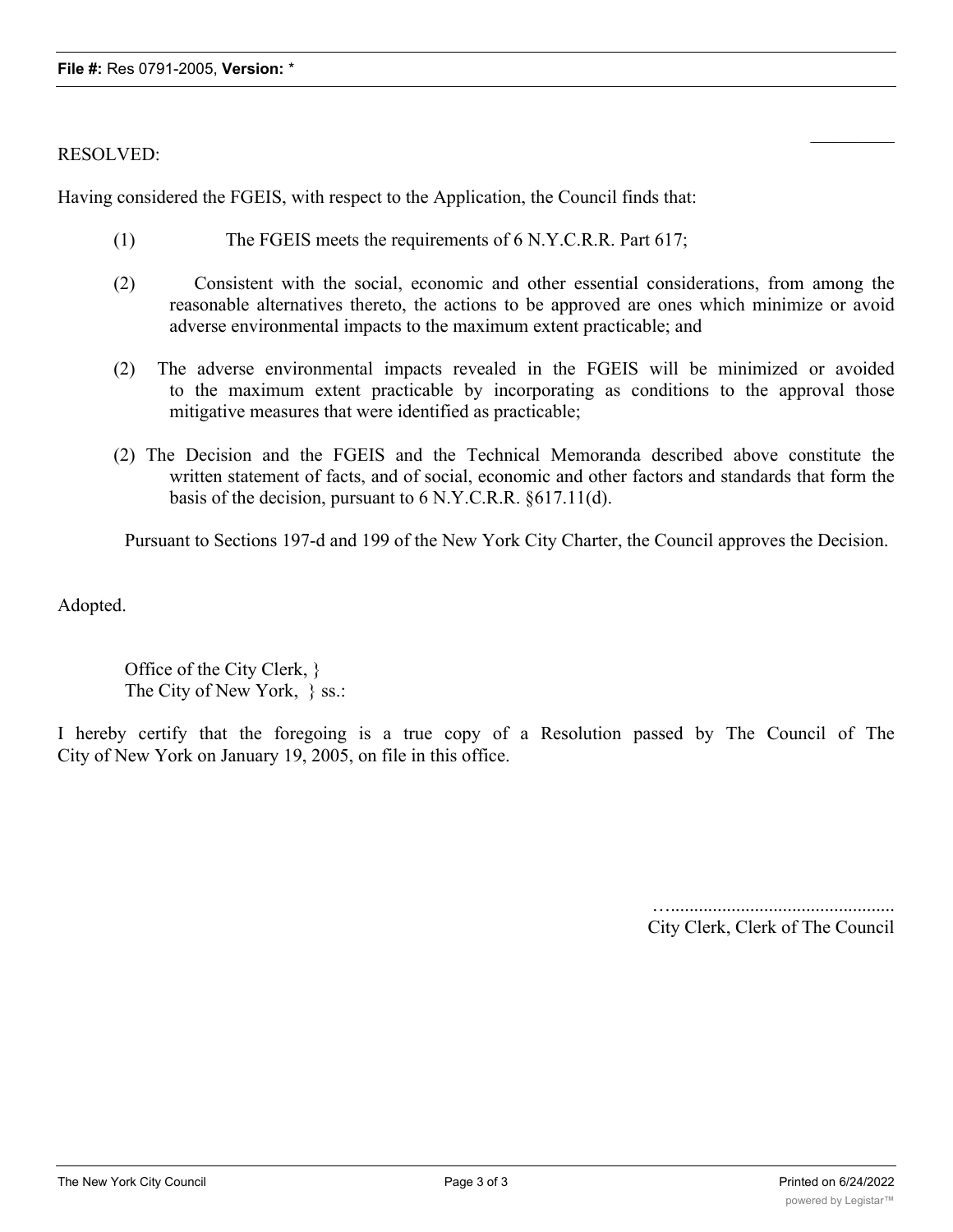RESOLVED:

Having considered the FGEIS, with respect to the Application, the Council finds that:

(1) The FGEIS meets the requirements of 6 N.Y.C.R.R. Part 617;

(2) Consistent with the social, economic and other essential considerations, from among the reasonable alternatives thereto, the actions to be approved are ones which minimize or avoid adverse environmental impacts to the maximum extent practicable; and

(2) The adverse environmental impacts revealed in the FGEIS will be minimized or avoided to the maximum extent practicable by incorporating as conditions to the approval those mitigative measures that were identified as practicable;

(2) The Decision and the FGEIS and the Technical Memoranda described above constitute the written statement of facts, and of social, economic and other factors and standards that form the basis of the decision, pursuant to 6 N.Y.C.R.R. §617.11(d).

Pursuant to Sections 197-d and 199 of the New York City Charter, the Council approves the Decision.

Adopted.

Office of the City Clerk, }
The City of New York, } ss.:

I hereby certify that the foregoing is a true copy of a Resolution passed by The Council of The City of New York on January 19, 2005, on file in this office.

…..............................................
City Clerk, Clerk of The Council